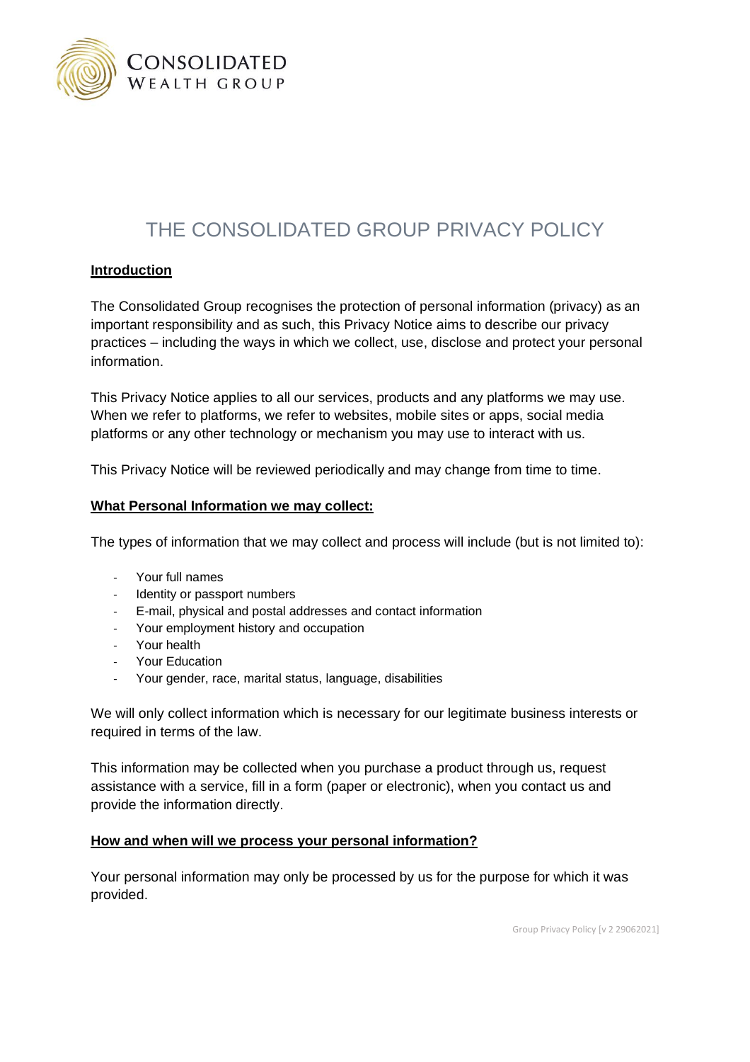# THE CONSOLIDATED GROUP PRIVACY POLICY

## Introduction

The Consolidated Group recognises the protection of personal information (privacy) as an important responsibility and as such, this Privacy Notice aims to describe our privacy practices – including the ways in which we collect, use, disclose and protect your personal information.

This Privacy Notice applies to all our services, products and any platforms we may use. When we refer to platforms, we refer to websites, mobile sites or apps, social media platforms or any other technology or mechanism you may use to interact with us.

This Privacy Notice will be reviewed periodically and may change from time to time.

## What Personal Information we may collect:

The types of information that we may collect and process will include (but is not limited to):

- Your full names
- Identity or passport numbers
- E-mail, physical and postal addresses and contact information
- Your employment history and occupation
- Your health
- Your Education
- Your gender, race, marital status, language, disabilities

We will only collect information which is necessary for our legitimate business interests or required in terms of the law.

This information may be collected when you purchase a product through us, request assistance with a service, fill in a form (paper or electronic), when you contact us and provide the information directly.

## How and when will we process your personal information?

Your personal information may only be processed by us for the purpose for which it was provided.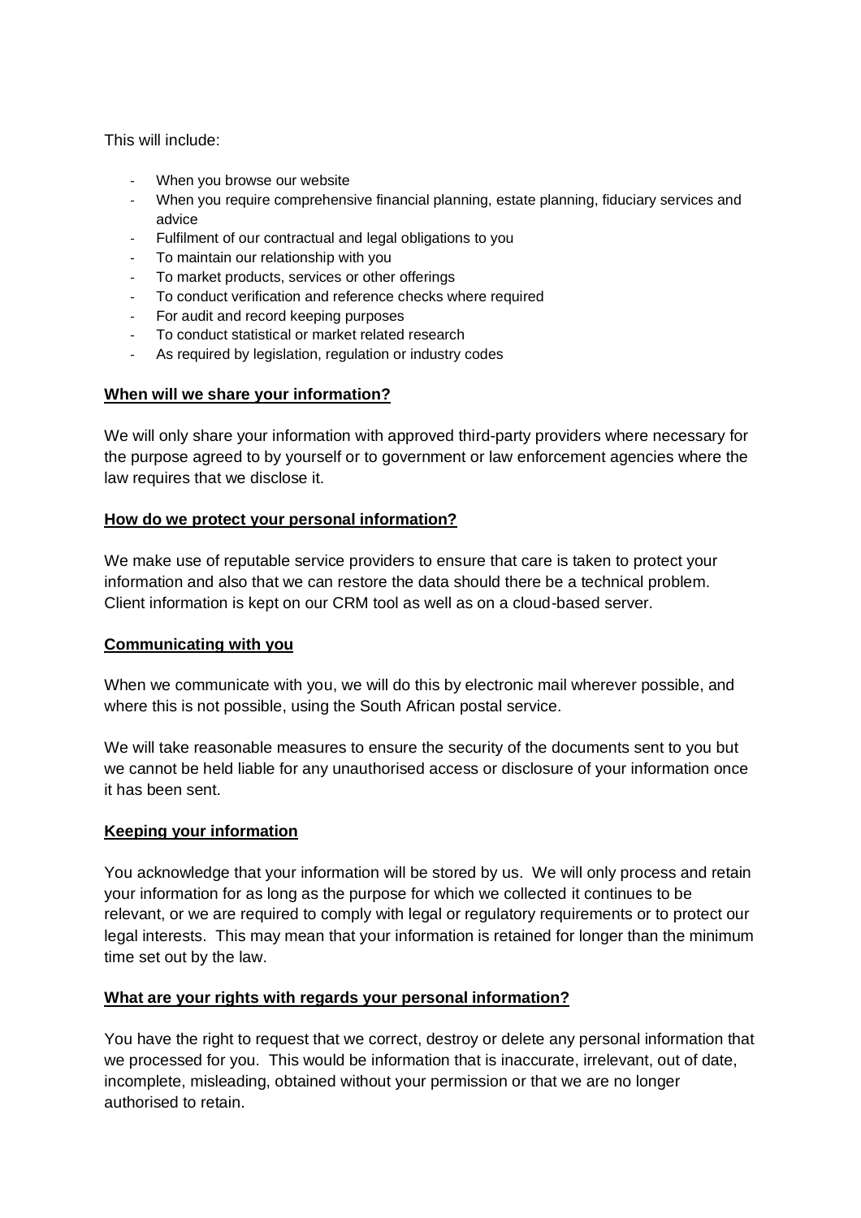This will include:

- When you browse our website
- When you require comprehensive financial planning, estate planning, fiduciary services and advice
- Fulfilment of our contractual and legal obligations to you
- To maintain our relationship with you
- To market products, services or other offerings
- To conduct verification and reference checks where required
- For audit and record keeping purposes
- To conduct statistical or market related research
- As required by legislation, regulation or industry codes

**When will we share your information?**

We will only share your information with approved third-party providers where necessary for the purpose agreed to by yourself or to government or law enforcement agencies where the law requires that we disclose it.

**How do we protect your personal information?**

We make use of reputable service providers to ensure that care is taken to protect your information and also that we can restore the data should there be a technical problem. Client information is kept on our CRM tool as well as on a cloud-based server.

**Communicating with you**

When we communicate with you, we will do this by electronic mail wherever possible, and where this is not possible, using the South African postal service.

We will take reasonable measures to ensure the security of the documents sent to you but we cannot be held liable for any unauthorised access or disclosure of your information once it has been sent.

**Keeping your information**

You acknowledge that your information will be stored by us. We will only process and retain your information for as long as the purpose for which we collected it continues to be relevant, or we are required to comply with legal or regulatory requirements or to protect our legal interests. This may mean that your information is retained for longer than the minimum time set out by the law.

**What are your rights with regards your personal information?**

You have the right to request that we correct, destroy or delete any personal information that we processed for you. This would be information that is inaccurate, irrelevant, out of date, incomplete, misleading, obtained without your permission or that we are no longer authorised to retain.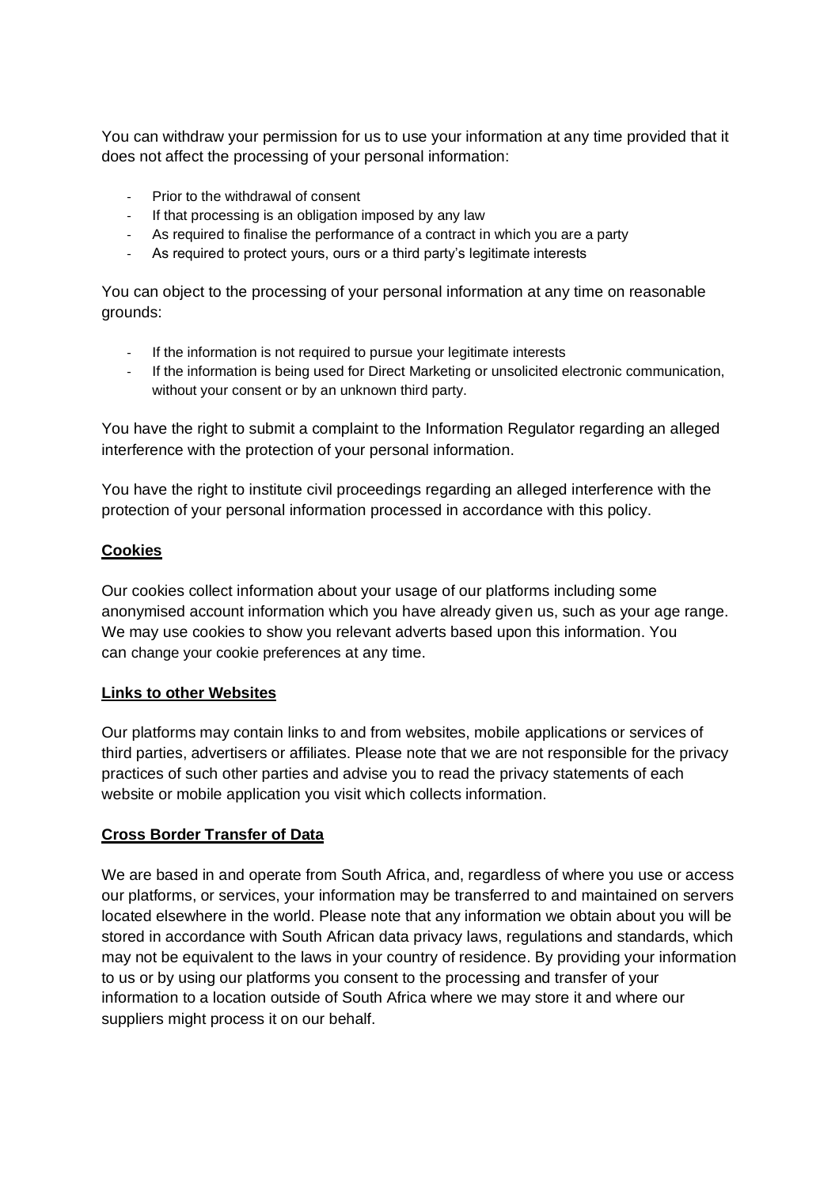You can withdraw your permission for us to use your information at any time provided that it does not affect the processing of your personal information:

- Prior to the withdrawal of consent
- If that processing is an obligation imposed by any law
- As required to finalise the performance of a contract in which you are a party
- As required to protect yours, ours or a third party's legitimate interests

You can object to the processing of your personal information at any time on reasonable grounds:

- If the information is not required to pursue your legitimate interests
- If the information is being used for Direct Marketing or unsolicited electronic communication, without your consent or by an unknown third party.

You have the right to submit a complaint to the Information Regulator regarding an alleged interference with the protection of your personal information.

You have the right to institute civil proceedings regarding an alleged interference with the protection of your personal information processed in accordance with this policy.

**Cookies**

Our cookies collect information about your usage of our platforms including some anonymised account information which you have already given us, such as your age range. We may use cookies to show you relevant adverts based upon this information. You can change your cookie preferences at any time.

**Links to other Websites**

Our platforms may contain links to and from websites, mobile applications or services of third parties, advertisers or affiliates. Please note that we are not responsible for the privacy practices of such other parties and advise you to read the privacy statements of each website or mobile application you visit which collects information.

**Cross Border Transfer of Data**

We are based in and operate from South Africa, and, regardless of where you use or access our platforms, or services, your information may be transferred to and maintained on servers located elsewhere in the world. Please note that any information we obtain about you will be stored in accordance with South African data privacy laws, regulations and standards, which may not be equivalent to the laws in your country of residence. By providing your information to us or by using our platforms you consent to the processing and transfer of your information to a location outside of South Africa where we may store it and where our suppliers might process it on our behalf.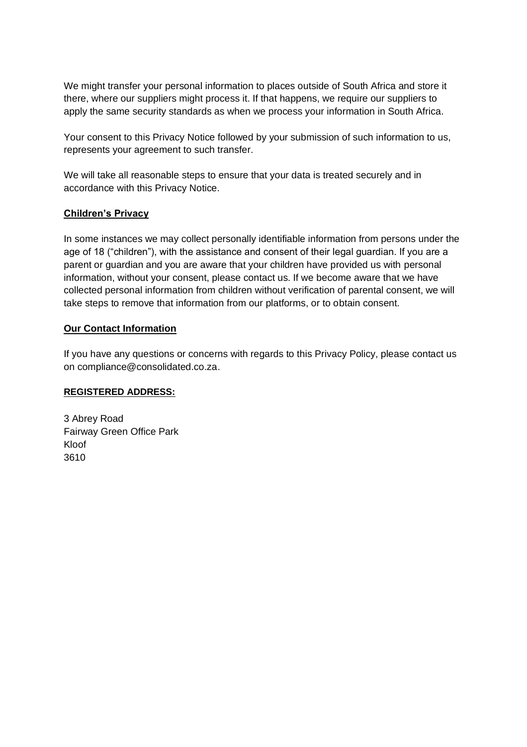We might transfer your personal information to places outside of South Africa and store it there, where our suppliers might process it. If that happens, we require our suppliers to apply the same security standards as when we process your information in South Africa.

Your consent to this Privacy Notice followed by your submission of such information to us, represents your agreement to such transfer.

We will take all reasonable steps to ensure that your data is treated securely and in accordance with this Privacy Notice.

## Children's Privacy

In some instances we may collect personally identifiable information from persons under the age of 18 ("children"), with the assistance and consent of their legal guardian. If you are a parent or guardian and you are aware that your children have provided us with personal information, without your consent, please contact us. If we become aware that we have collected personal information from children without verification of parental consent, we will take steps to remove that information from our platforms, or to obtain consent.

## Our Contact Information

If you have any questions or concerns with regards to this Privacy Policy, please contact us on compliance@consolidated.co.za.

## REGISTERED ADDRESS:

3 Abrey Road
Fairway Green Office Park
Kloof
3610